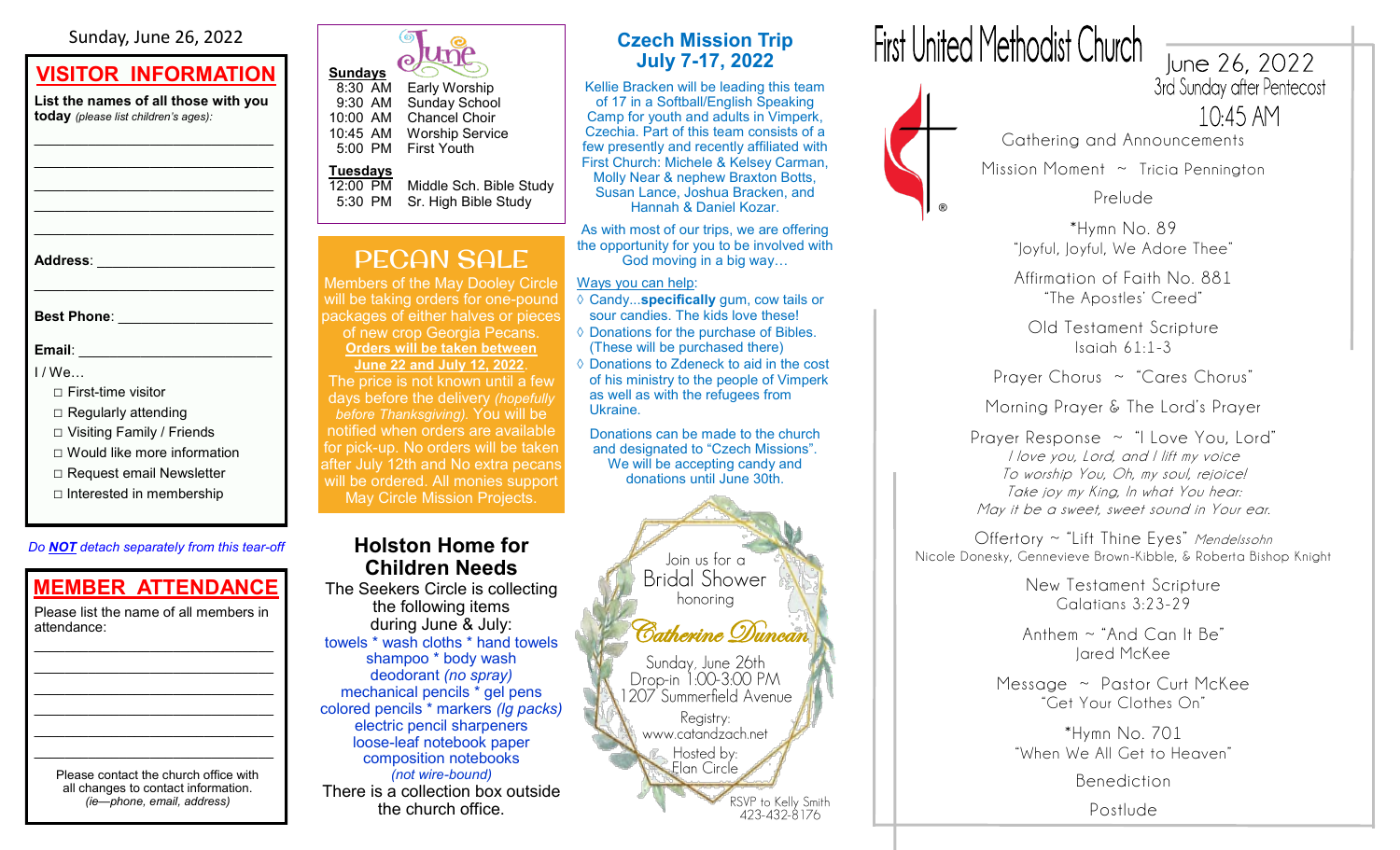Sunday, June 26, 2022

## VISITOR INFORMATION

**List the names of all those with you today** *(please list children's ages):*

______________________________

______________________________

______________________________

______________________________

______________________________

**Address**: ______________________________

______________________________

**Best Phone**: ______________________________

**Email**: ______________________________

I / We…

- ☐ First-time visitor
- ☐ Regularly attending
- ☐ Visiting Family / Friends
- ☐ Would like more information
- ☐ Request email Newsletter
- ☐ Interested in membership

*Do **NOT** detach separately from this tear-off*

## MEMBER ATTENDANCE

Please list the name of all members in attendance:

______________________________

______________________________

______________________________

______________________________

______________________________

______________________________

Please contact the church office with all changes to contact information. *(ie—phone, email, address)*

## June

**Sundays**

| | |
|---|---|
| 8:30 AM | Early Worship |
| 9:30 AM | Sunday School |
| 10:00 AM | Chancel Choir |
| 10:45 AM | Worship Service |
| 5:00 PM | First Youth |

**Tuesdays**

| | |
|---|---|
| 12:00 PM | Middle Sch. Bible Study |
| 5:30 PM | Sr. High Bible Study |

## PECAN SALE

Members of the May Dooley Circle will be taking orders for one-pound packages of either halves or pieces of new crop Georgia Pecans. **Orders will be taken between June 22 and July 12, 2022**. The price is not known until a few days before the delivery *(hopefully before Thanksgiving)*. You will be notified when orders are available for pick-up. No orders will be taken after July 12th and No extra pecans will be ordered. All monies support May Circle Mission Projects.

## Holston Home for Children Needs

The Seekers Circle is collecting the following items during June & July:

towels * wash cloths * hand towels
shampoo * body wash
deodorant *(no spray)*
mechanical pencils * gel pens
colored pencils * markers *(lg packs)*
electric pencil sharpeners
loose-leaf notebook paper
composition notebooks
*(not wire-bound)*

There is a collection box outside the church office.

## Czech Mission Trip
## July 7-17, 2022

Kellie Bracken will be leading this team of 17 in a Softball/English Speaking Camp for youth and adults in Vimperk, Czechia. Part of this team consists of a few presently and recently affiliated with First Church: Michele & Kelsey Carman, Molly Near & nephew Braxton Botts, Susan Lance, Joshua Bracken, and Hannah & Daniel Kozar.

As with most of our trips, we are offering the opportunity for you to be involved with God moving in a big way…

Ways you can help:

- Candy...**specifically** gum, cow tails or sour candies. The kids love these!
- Donations for the purchase of Bibles. (These will be purchased there)
- Donations to Zdeneck to aid in the cost of his ministry to the people of Vimperk as well as with the refugees from Ukraine.

Donations can be made to the church and designated to "Czech Missions". We will be accepting candy and donations until June 30th.

Join us for a
Bridal Shower
honoring
*Catherine Duncan*
Sunday, June 26th
Drop-in 1:00-3:00 PM
1207 Summerfield Avenue
Registry:
www.catandzach.net
Hosted by:
Elan Circle
RSVP to Kelly Smith
423-432-8176

# First United Methodist Church

June 26, 2022
3rd Sunday after Pentecost
10:45 AM

Gathering and Announcements

Mission Moment ~ Tricia Pennington

Prelude

*Hymn No. 89
"Joyful, Joyful, We Adore Thee"

Affirmation of Faith No. 881
"The Apostles' Creed"

Old Testament Scripture
Isaiah 61:1-3

Prayer Chorus ~ "Cares Chorus"

Morning Prayer & The Lord's Prayer

Prayer Response ~ "I Love You, Lord"
*I love you, Lord, and I lift my voice*
*To worship You, Oh, my soul, rejoice!*
*Take joy my King, In what You hear:*
*May it be a sweet, sweet sound in Your ear.*

Offertory ~ "Lift Thine Eyes" *Mendelssohn*
Nicole Donesky, Gennevieve Brown-Kibble, & Roberta Bishop Knight

New Testament Scripture
Galatians 3:23-29

Anthem ~ "And Can It Be"
Jared McKee

Message ~ Pastor Curt McKee
"Get Your Clothes On"

*Hymn No. 701
"When We All Get to Heaven"

Benediction

Postlude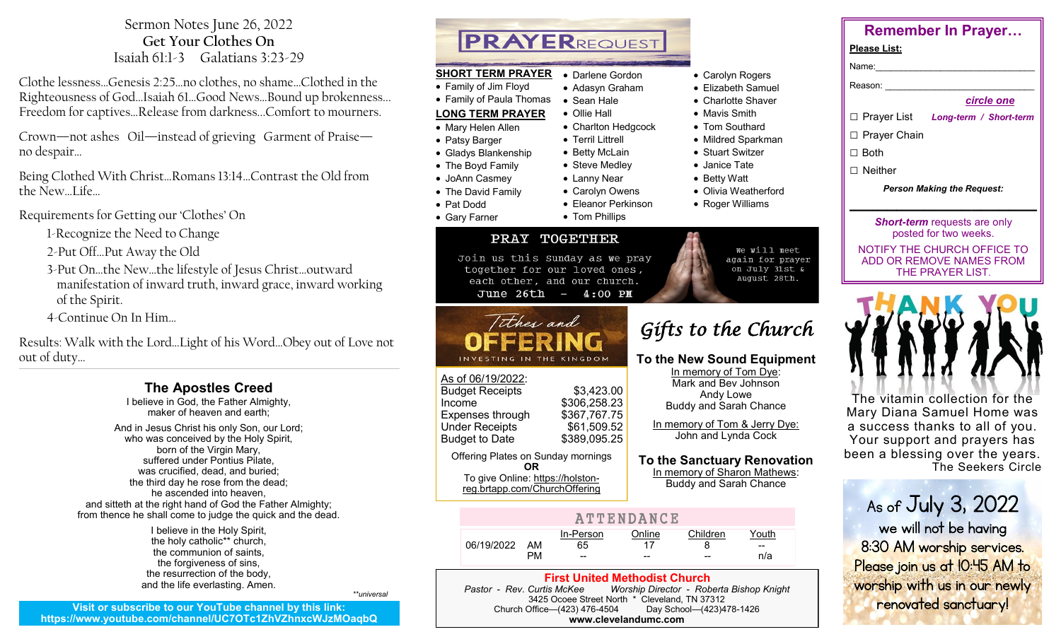Sermon Notes June 26, 2022

**Get Your Clothes On**

Isaiah 61:1-3    Galatians 3:23-29

Clothe lessness…Genesis 2:25…no clothes, no shame…Clothed in the Righteousness of God…Isaiah 61…Good News…Bound up brokenness…Freedom for captives…Release from darkness…Comfort to mourners.

Crown—not ashes   Oil—instead of grieving   Garment of Praise—no despair…

Being Clothed With Christ…Romans 13:14…Contrast the Old from the New…Life…

Requirements for Getting our 'Clothes' On

1-Recognize the Need to Change

2-Put Off…Put Away the Old

3-Put On…the New…the lifestyle of Jesus Christ…outward manifestation of inward truth, inward grace, inward working of the Spirit.

4-Continue On In Him…

Results: Walk with the Lord…Light of his Word…Obey out of Love not out of duty…

## The Apostles Creed

I believe in God, the Father Almighty,
maker of heaven and earth;

And in Jesus Christ his only Son, our Lord;
who was conceived by the Holy Spirit,
born of the Virgin Mary,
suffered under Pontius Pilate,
was crucified, dead, and buried;
the third day he rose from the dead;
he ascended into heaven,
and sitteth at the right hand of God the Father Almighty;
from thence he shall come to judge the quick and the dead.

I believe in the Holy Spirit,
the holy catholic** church,
the communion of saints,
the forgiveness of sins,
the resurrection of the body,
and the life everlasting. Amen.

**universal

**Visit or subscribe to our YouTube channel by this link:**
**https://www.youtube.com/channel/UC7OTc1ZhVZhnxcWJzMOaqbQ**

## PRAYER REQUEST

**SHORT TERM PRAYER**
- Family of Jim Floyd
- Family of Paula Thomas

**LONG TERM PRAYER**
- Mary Helen Allen
- Patsy Barger
- Gladys Blankenship
- The Boyd Family
- JoAnn Casmey
- The David Family
- Pat Dodd
- Gary Farner
- Darlene Gordon
- Adasyn Graham
- Sean Hale
- Ollie Hall
- Charlton Hedgcock
- Terril Littrell
- Betty McLain
- Steve Medley
- Lanny Near
- Carolyn Owens
- Eleanor Perkinson
- Tom Phillips
- Carolyn Rogers
- Elizabeth Samuel
- Charlotte Shaver
- Mavis Smith
- Tom Southard
- Mildred Sparkman
- Stuart Switzer
- Janice Tate
- Betty Watt
- Olivia Weatherford
- Roger Williams

## PRAY TOGETHER

Join us this sunday as we pray together for our loved ones, each other, and our church.
June 26th – 4:00 PM

We will meet again for prayer on July 31st & August 28th.

## Tithes and OFFERING

INVESTING IN THE KINGDOM

As of 06/19/2022:

| | |
|---|---|
| Budget Receipts | $3,423.00 |
| Income | $306,258.23 |
| Expenses through | $367,767.75 |
| Under Receipts | $61,509.52 |
| Budget to Date | $389,095.25 |

Offering Plates on Sunday mornings
**OR**
To give Online: https://holston-reg.brtapp.com/ChurchOffering

## Gifts to the Church

**To the New Sound Equipment**

In memory of Tom Dye:
Mark and Bev Johnson
Andy Lowe
Buddy and Sarah Chance

In memory of Tom & Jerry Dye:
John and Lynda Cook

**To the Sanctuary Renovation**

In memory of Sharon Mathews:
Buddy and Sarah Chance

## ATTENDANCE

| | | In-Person | Online | Children | Youth |
|---|---|---|---|---|---|
| 06/19/2022 | AM | 65 | 17 | 8 | -- |
| | PM | -- | -- | -- | n/a |

**First United Methodist Church**

*Pastor - Rev. Curtis McKee*    *Worship Director - Roberta Bishop Knight*
3425 Ocoee Street North * Cleveland, TN 37312
Church Office—(423) 476-4504    Day School—(423)478-1426
**www.clevelandumc.com**

## Remember In Prayer…

**Please List:**

Name:\_\_\_\_\_\_\_\_\_\_\_\_\_\_\_\_\_\_\_\_\_\_\_\_\_\_\_\_\_\_

Reason: \_\_\_\_\_\_\_\_\_\_\_\_\_\_\_\_\_\_\_\_\_\_\_\_\_\_\_\_

*circle one*

☐ Prayer List    ***Long-term / Short-term***

☐ Prayer Chain

☐ Both

☐ Neither

***Person Making the Request:***

\_\_\_\_\_\_\_\_\_\_\_\_\_\_\_\_\_\_\_\_\_\_\_\_\_\_\_\_\_\_

***Short-term*** requests are only posted for two weeks.

NOTIFY THE CHURCH OFFICE TO ADD OR REMOVE NAMES FROM THE PRAYER LIST.

## THANK YOU

The vitamin collection for the Mary Diana Samuel Home was a success thanks to all of you. Your support and prayers has been a blessing over the years.

The Seekers Circle

As of July 3, 2022 we will not be having 8:30 AM worship services. Please join us at 10:45 AM to worship with us in our newly renovated sanctuary!